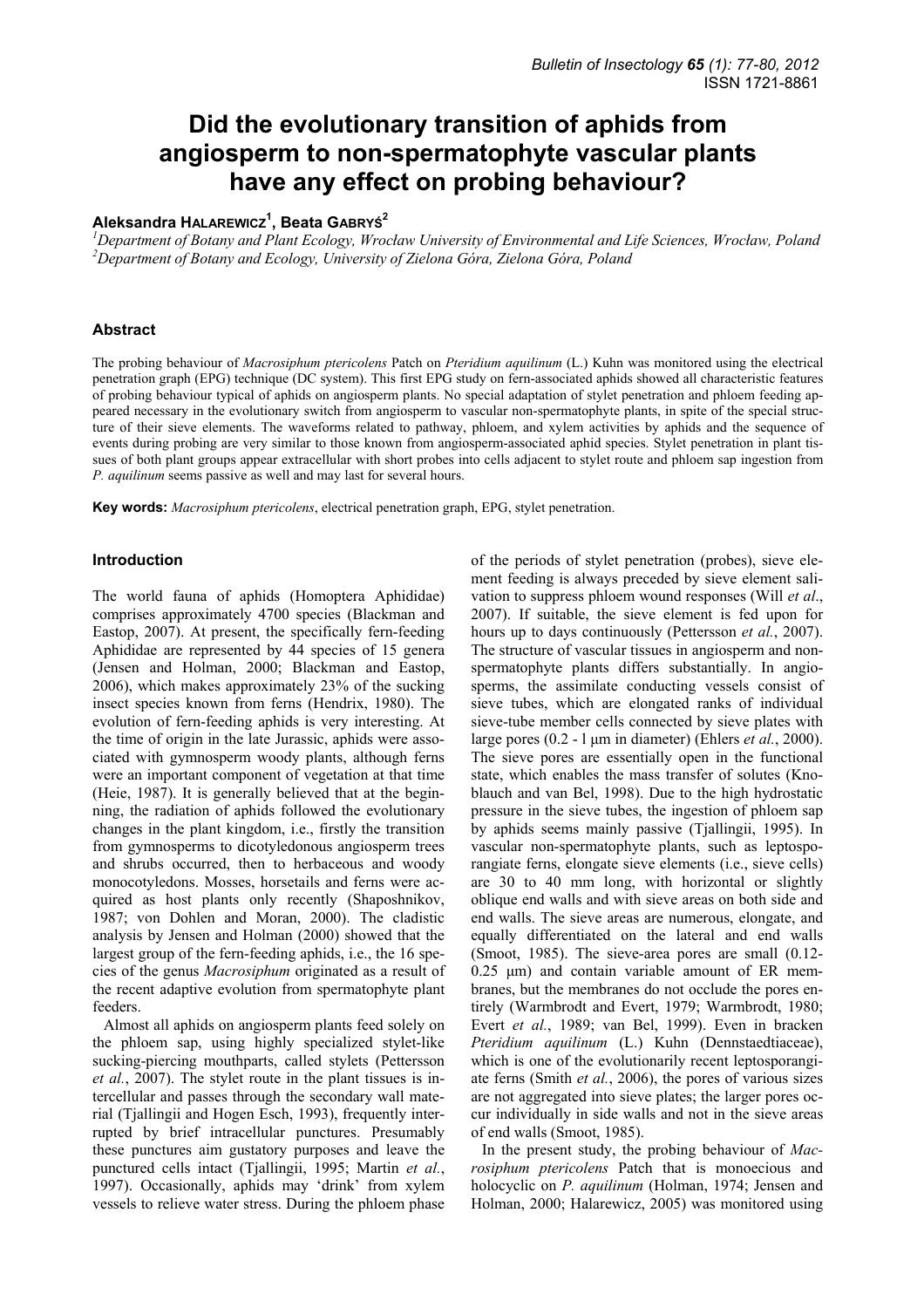# Did the evolutionary transition of aphids from angiosperm to non-spermatophyte vascular plants have any effect on probing behaviour?

**Aleksandra HALAREWICZ[1], Beata GABRYŚ[2]**

[1]*Department of Botany and Plant Ecology, Wrocław University of Environmental and Life Sciences, Wrocław, Poland*
[2]*Department of Botany and Ecology, University of Zielona Góra, Zielona Góra, Poland*

## Abstract

The probing behaviour of *Macrosiphum ptericolens* Patch on *Pteridium aquilinum* (L.) Kuhn was monitored using the electrical penetration graph (EPG) technique (DC system). This first EPG study on fern-associated aphids showed all characteristic features of probing behaviour typical of aphids on angiosperm plants. No special adaptation of stylet penetration and phloem feeding appeared necessary in the evolutionary switch from angiosperm to vascular non-spermatophyte plants, in spite of the special structure of their sieve elements. The waveforms related to pathway, phloem, and xylem activities by aphids and the sequence of events during probing are very similar to those known from angiosperm-associated aphid species. Stylet penetration in plant tissues of both plant groups appear extracellular with short probes into cells adjacent to stylet route and phloem sap ingestion from *P. aquilinum* seems passive as well and may last for several hours.

**Key words:** *Macrosiphum ptericolens*, electrical penetration graph, EPG, stylet penetration.

## Introduction

The world fauna of aphids (Homoptera Aphididae) comprises approximately 4700 species (Blackman and Eastop, 2007). At present, the specifically fern-feeding Aphididae are represented by 44 species of 15 genera (Jensen and Holman, 2000; Blackman and Eastop, 2006), which makes approximately 23% of the sucking insect species known from ferns (Hendrix, 1980). The evolution of fern-feeding aphids is very interesting. At the time of origin in the late Jurassic, aphids were associated with gymnosperm woody plants, although ferns were an important component of vegetation at that time (Heie, 1987). It is generally believed that at the beginning, the radiation of aphids followed the evolutionary changes in the plant kingdom, i.e., firstly the transition from gymnosperms to dicotyledonous angiosperm trees and shrubs occurred, then to herbaceous and woody monocotyledons. Mosses, horsetails and ferns were acquired as host plants only recently (Shaposhnikov, 1987; von Dohlen and Moran, 2000). The cladistic analysis by Jensen and Holman (2000) showed that the largest group of the fern-feeding aphids, i.e., the 16 species of the genus *Macrosiphum* originated as a result of the recent adaptive evolution from spermatophyte plant feeders.

Almost all aphids on angiosperm plants feed solely on the phloem sap, using highly specialized stylet-like sucking-piercing mouthparts, called stylets (Pettersson *et al.*, 2007). The stylet route in the plant tissues is intercellular and passes through the secondary wall material (Tjallingii and Hogen Esch, 1993), frequently interrupted by brief intracellular punctures. Presumably these punctures aim gustatory purposes and leave the punctured cells intact (Tjallingii, 1995; Martin *et al.*, 1997). Occasionally, aphids may 'drink' from xylem vessels to relieve water stress. During the phloem phase of the periods of stylet penetration (probes), sieve element feeding is always preceded by sieve element salivation to suppress phloem wound responses (Will *et al*., 2007). If suitable, the sieve element is fed upon for hours up to days continuously (Pettersson *et al.*, 2007). The structure of vascular tissues in angiosperm and non-spermatophyte plants differs substantially. In angiosperms, the assimilate conducting vessels consist of sieve tubes, which are elongated ranks of individual sieve-tube member cells connected by sieve plates with large pores (0.2 - 1 μm in diameter) (Ehlers *et al.*, 2000). The sieve pores are essentially open in the functional state, which enables the mass transfer of solutes (Knoblauch and van Bel, 1998). Due to the high hydrostatic pressure in the sieve tubes, the ingestion of phloem sap by aphids seems mainly passive (Tjallingii, 1995). In vascular non-spermatophyte plants, such as leptosporangiate ferns, elongate sieve elements (i.e., sieve cells) are 30 to 40 mm long, with horizontal or slightly oblique end walls and with sieve areas on both side and end walls. The sieve areas are numerous, elongate, and equally differentiated on the lateral and end walls (Smoot, 1985). The sieve-area pores are small (0.12-0.25 μm) and contain variable amount of ER membranes, but the membranes do not occlude the pores entirely (Warmbrodt and Evert, 1979; Warmbrodt, 1980; Evert *et al.*, 1989; van Bel, 1999). Even in bracken *Pteridium aquilinum* (L.) Kuhn (Dennstaedtiaceae), which is one of the evolutionarily recent leptosporangiate ferns (Smith *et al.*, 2006), the pores of various sizes are not aggregated into sieve plates; the larger pores occur individually in side walls and not in the sieve areas of end walls (Smoot, 1985).

In the present study, the probing behaviour of *Macrosiphum ptericolens* Patch that is monoecious and holocyclic on *P. aquilinum* (Holman, 1974; Jensen and Holman, 2000; Halarewicz, 2005) was monitored using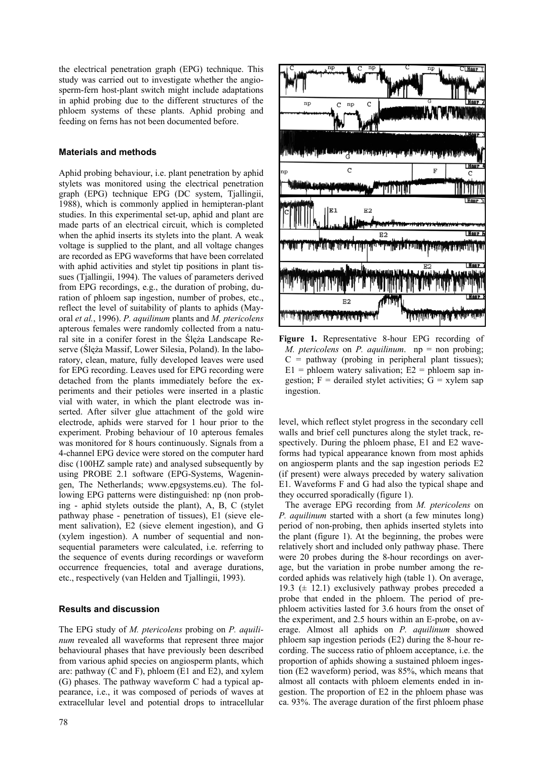the electrical penetration graph (EPG) technique. This study was carried out to investigate whether the angiosperm-fern host-plant switch might include adaptations in aphid probing due to the different structures of the phloem systems of these plants. Aphid probing and feeding on ferns has not been documented before.

## Materials and methods

Aphid probing behaviour, i.e. plant penetration by aphid stylets was monitored using the electrical penetration graph (EPG) technique EPG (DC system, Tjallingii, 1988), which is commonly applied in hemipteran-plant studies. In this experimental set-up, aphid and plant are made parts of an electrical circuit, which is completed when the aphid inserts its stylets into the plant. A weak voltage is supplied to the plant, and all voltage changes are recorded as EPG waveforms that have been correlated with aphid activities and stylet tip positions in plant tissues (Tjallingii, 1994). The values of parameters derived from EPG recordings, e.g., the duration of probing, duration of phloem sap ingestion, number of probes, etc., reflect the level of suitability of plants to aphids (Mayoral *et al.*, 1996). *P. aquilinum* plants and *M. ptericolens* apterous females were randomly collected from a natural site in a conifer forest in the Ślęża Landscape Reserve (Ślęża Massif, Lower Silesia, Poland). In the laboratory, clean, mature, fully developed leaves were used for EPG recording. Leaves used for EPG recording were detached from the plants immediately before the experiments and their petioles were inserted in a plastic vial with water, in which the plant electrode was inserted. After silver glue attachment of the gold wire electrode, aphids were starved for 1 hour prior to the experiment. Probing behaviour of 10 apterous females was monitored for 8 hours continuously. Signals from a 4-channel EPG device were stored on the computer hard disc (100HZ sample rate) and analysed subsequently by using PROBE 2.1 software (EPG-Systems, Wageningen, The Netherlands; www.epgsystems.eu). The following EPG patterns were distinguished: np (non probing - aphid stylets outside the plant), A, B, C (stylet pathway phase - penetration of tissues), E1 (sieve element salivation), E2 (sieve element ingestion), and G (xylem ingestion). A number of sequential and non-sequential parameters were calculated, i.e. referring to the sequence of events during recordings or waveform occurrence frequencies, total and average durations, etc., respectively (van Helden and Tjallingii, 1993).

## Results and discussion

The EPG study of *M. ptericolens* probing on *P. aquilinum* revealed all waveforms that represent three major behavioural phases that have previously been described from various aphid species on angiosperm plants, which are: pathway (C and F), phloem (E1 and E2), and xylem (G) phases. The pathway waveform C had a typical appearance, i.e., it was composed of periods of waves at extracellular level and potential drops to intracellular level, which reflect stylet progress in the secondary cell walls and brief cell punctures along the stylet track, respectively. During the phloem phase, E1 and E2 waveforms had typical appearance known from most aphids on angiosperm plants and the sap ingestion periods E2 (if present) were always preceded by watery salivation E1. Waveforms F and G had also the typical shape and they occurred sporadically (figure 1).

**Figure 1.** Representative 8-hour EPG recording of *M. ptericolens* on *P. aquilinum*. np = non probing; C = pathway (probing in peripheral plant tissues); E1 = phloem watery salivation; E2 = phloem sap ingestion; F = derailed stylet activities; G = xylem sap ingestion.

The average EPG recording from *M. ptericolens* on *P. aquilinum* started with a short (a few minutes long) period of non-probing, then aphids inserted stylets into the plant (figure 1). At the beginning, the probes were relatively short and included only pathway phase. There were 20 probes during the 8-hour recordings on average, but the variation in probe number among the recorded aphids was relatively high (table 1). On average, 19.3 (± 12.1) exclusively pathway probes preceded a probe that ended in the phloem. The period of pre-phloem activities lasted for 3.6 hours from the onset of the experiment, and 2.5 hours within an E-probe, on average. Almost all aphids on *P. aquilinum* showed phloem sap ingestion periods (E2) during the 8-hour recording. The success ratio of phloem acceptance, i.e. the proportion of aphids showing a sustained phloem ingestion (E2 waveform) period, was 85%, which means that almost all contacts with phloem elements ended in ingestion. The proportion of E2 in the phloem phase was ca. 93%. The average duration of the first phloem phase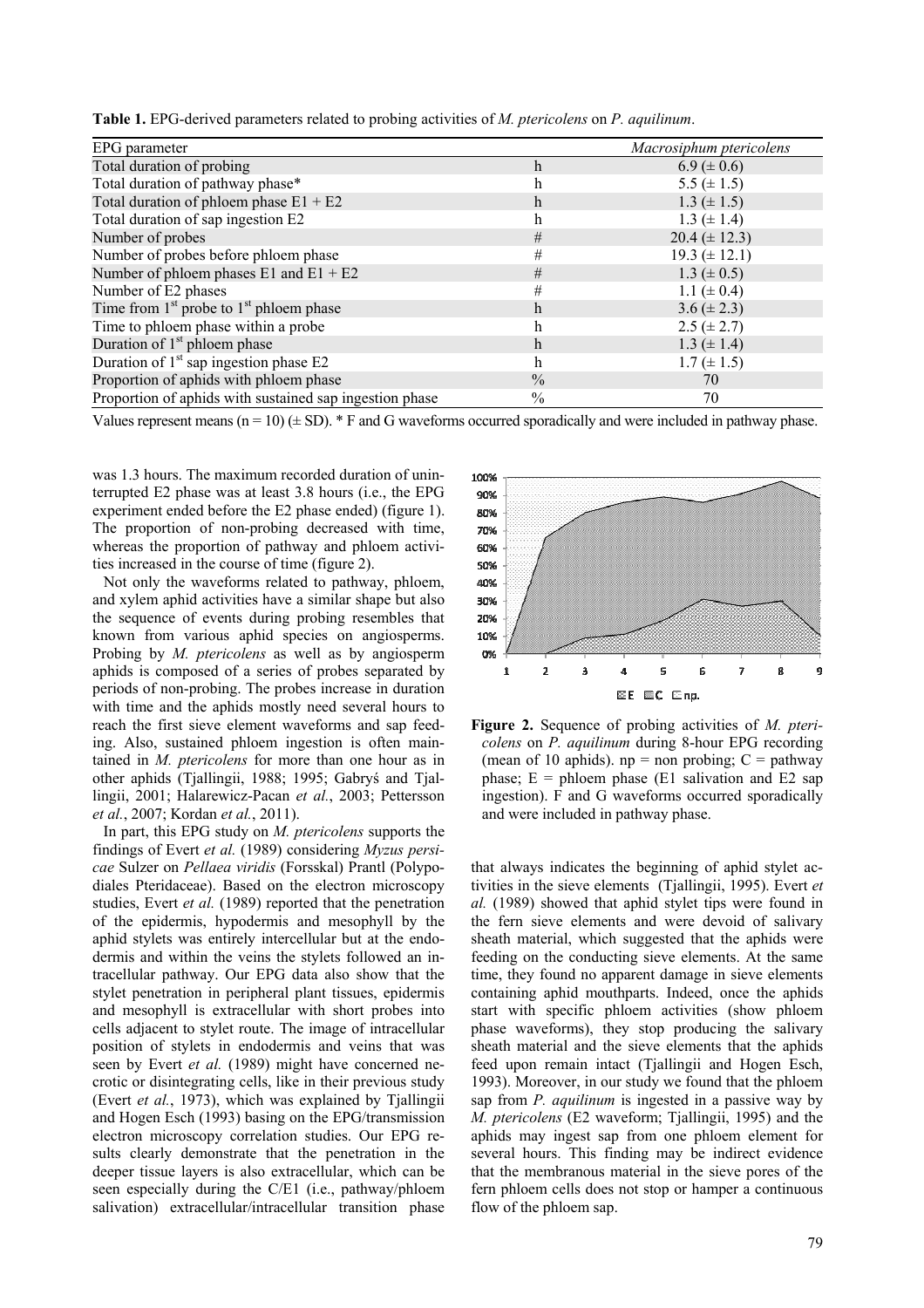**Table 1.** EPG-derived parameters related to probing activities of *M. ptericolens* on *P. aquilinum*.

| EPG parameter | | *Macrosiphum ptericolens* |
|---|---|---|
| Total duration of probing | h | 6.9 (± 0.6) |
| Total duration of pathway phase* | h | 5.5 (± 1.5) |
| Total duration of phloem phase E1 + E2 | h | 1.3 (± 1.5) |
| Total duration of sap ingestion E2 | h | 1.3 (± 1.4) |
| Number of probes | # | 20.4 (± 12.3) |
| Number of probes before phloem phase | # | 19.3 (± 12.1) |
| Number of phloem phases E1 and E1 + E2 | # | 1.3 (± 0.5) |
| Number of E2 phases | # | 1.1 (± 0.4) |
| Time from 1st probe to 1st phloem phase | h | 3.6 (± 2.3) |
| Time to phloem phase within a probe | h | 2.5 (± 2.7) |
| Duration of 1st phloem phase | h | 1.3 (± 1.4) |
| Duration of 1st sap ingestion phase E2 | h | 1.7 (± 1.5) |
| Proportion of aphids with phloem phase | % | 70 |
| Proportion of aphids with sustained sap ingestion phase | % | 70 |

Values represent means (n = 10) (± SD). * F and G waveforms occurred sporadically and were included in pathway phase.

was 1.3 hours. The maximum recorded duration of uninterrupted E2 phase was at least 3.8 hours (i.e., the EPG experiment ended before the E2 phase ended) (figure 1). The proportion of non-probing decreased with time, whereas the proportion of pathway and phloem activities increased in the course of time (figure 2).

Not only the waveforms related to pathway, phloem, and xylem aphid activities have a similar shape but also the sequence of events during probing resembles that known from various aphid species on angiosperms. Probing by *M. ptericolens* as well as by angiosperm aphids is composed of a series of probes separated by periods of non-probing. The probes increase in duration with time and the aphids mostly need several hours to reach the first sieve element waveforms and sap feeding. Also, sustained phloem ingestion is often maintained in *M. ptericolens* for more than one hour as in other aphids (Tjallingii, 1988; 1995; Gabryś and Tjallingii, 2001; Halarewicz-Pacan *et al.*, 2003; Pettersson *et al.*, 2007; Kordan *et al.*, 2011).

In part, this EPG study on *M. ptericolens* supports the findings of Evert *et al.* (1989) considering *Myzus persicae* Sulzer on *Pellaea viridis* (Forsskal) Prantl (Polypodiales Pteridaceae). Based on the electron microscopy studies, Evert *et al.* (1989) reported that the penetration of the epidermis, hypodermis and mesophyll by the aphid stylets was entirely intercellular but at the endodermis and within the veins the stylets followed an intracellular pathway. Our EPG data also show that the stylet penetration in peripheral plant tissues, epidermis and mesophyll is extracellular with short probes into cells adjacent to stylet route. The image of intracellular position of stylets in endodermis and veins that was seen by Evert *et al.* (1989) might have concerned necrotic or disintegrating cells, like in their previous study (Evert *et al.*, 1973), which was explained by Tjallingii and Hogen Esch (1993) basing on the EPG/transmission electron microscopy correlation studies. Our EPG results clearly demonstrate that the penetration in the deeper tissue layers is also extracellular, which can be seen especially during the C/E1 (i.e., pathway/phloem salivation) extracellular/intracellular transition phase that always indicates the beginning of aphid stylet activities in the sieve elements (Tjallingii, 1995). Evert *et al.* (1989) showed that aphid stylet tips were found in the fern sieve elements and were devoid of salivary sheath material, which suggested that the aphids were feeding on the conducting sieve elements. At the same time, they found no apparent damage in sieve elements containing aphid mouthparts. Indeed, once the aphids start with specific phloem activities (show phloem phase waveforms), they stop producing the salivary sheath material and the sieve elements that the aphids feed upon remain intact (Tjallingii and Hogen Esch, 1993). Moreover, in our study we found that the phloem sap from *P. aquilinum* is ingested in a passive way by *M. ptericolens* (E2 waveform; Tjallingii, 1995) and the aphids may ingest sap from one phloem element for several hours. This finding may be indirect evidence that the membranous material in the sieve pores of the fern phloem cells does not stop or hamper a continuous flow of the phloem sap.

**Figure 2.** Sequence of probing activities of *M. ptericolens* on *P. aquilinum* during 8-hour EPG recording (mean of 10 aphids). np = non probing; C = pathway phase; E = phloem phase (E1 salivation and E2 sap ingestion). F and G waveforms occurred sporadically and were included in pathway phase.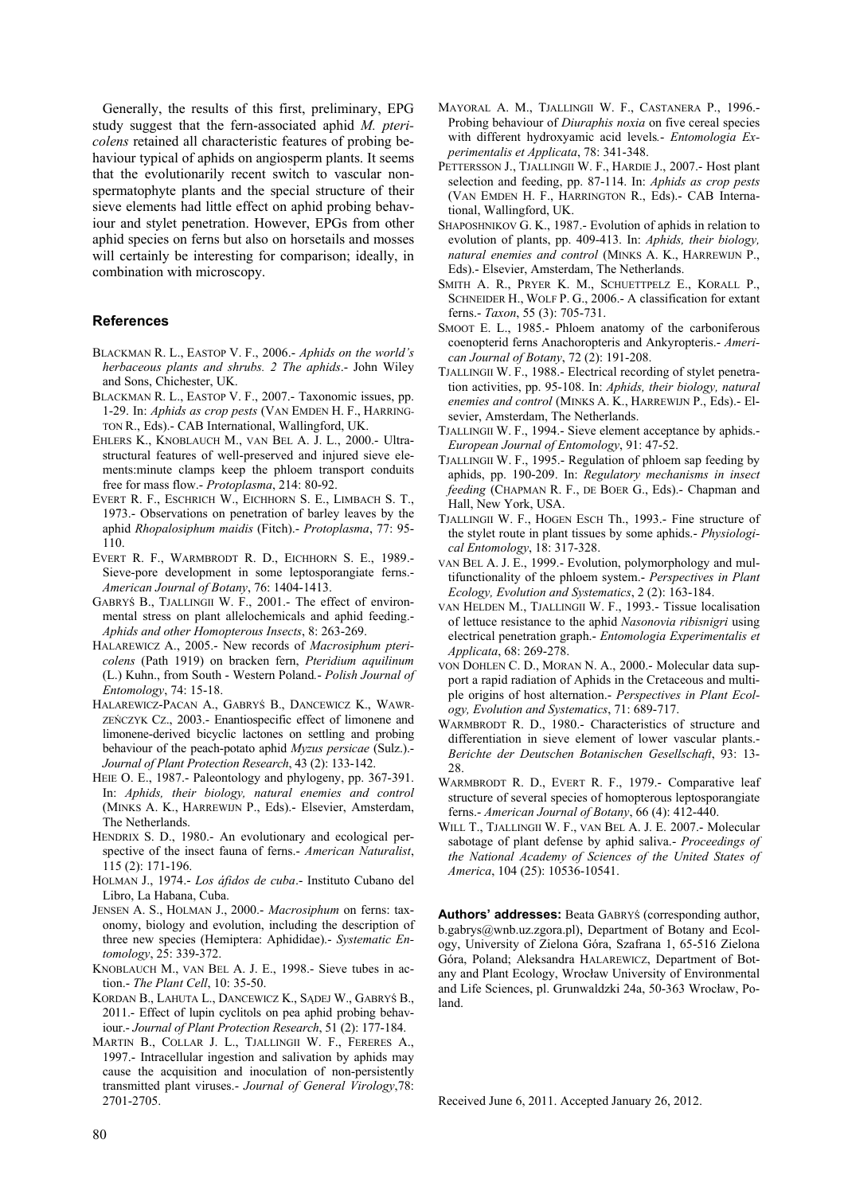Generally, the results of this first, preliminary, EPG study suggest that the fern-associated aphid *M. ptericolens* retained all characteristic features of probing behaviour typical of aphids on angiosperm plants. It seems that the evolutionarily recent switch to vascular non-spermatophyte plants and the special structure of their sieve elements had little effect on aphid probing behaviour and stylet penetration. However, EPGs from other aphid species on ferns but also on horsetails and mosses will certainly be interesting for comparison; ideally, in combination with microscopy.

## References

BLACKMAN R. L., EASTOP V. F., 2006.- *Aphids on the world's herbaceous plants and shrubs. 2 The aphids*.- John Wiley and Sons, Chichester, UK.

BLACKMAN R. L., EASTOP V. F., 2007.- Taxonomic issues, pp. 1-29. In: *Aphids as crop pests* (VAN EMDEN H. F., HARRINGTON R., Eds).- CAB International, Wallingford, UK.

EHLERS K., KNOBLAUCH M., VAN BEL A. J. L., 2000.- Ultrastructural features of well-preserved and injured sieve elements:minute clamps keep the phloem transport conduits free for mass flow.- *Protoplasma*, 214: 80-92.

EVERT R. F., ESCHRICH W., EICHHORN S. E., LIMBACH S. T., 1973.- Observations on penetration of barley leaves by the aphid *Rhopalosiphum maidis* (Fitch).- *Protoplasma*, 77: 95-110.

EVERT R. F., WARMBRODT R. D., EICHHORN S. E., 1989.- Sieve-pore development in some leptosporangiate ferns.- *American Journal of Botany*, 76: 1404-1413.

GABRYŚ B., TJALLINGII W. F., 2001.- The effect of environmental stress on plant allelochemicals and aphid feeding.- *Aphids and other Homopterous Insects*, 8: 263-269.

HALAREWICZ A., 2005.- New records of *Macrosiphum ptericolens* (Path 1919) on bracken fern, *Pteridium aquilinum* (L.) Kuhn., from South - Western Poland.- *Polish Journal of Entomology*, 74: 15-18.

HALAREWICZ-PACAN A., GABRYŚ B., DANCEWICZ K., WAWRZEŃCZYK CZ., 2003.- Enantiospecific effect of limonene and limonene-derived bicyclic lactones on settling and probing behaviour of the peach-potato aphid *Myzus persicae* (Sulz.).- *Journal of Plant Protection Research*, 43 (2): 133-142.

HEIE O. E., 1987.- Paleontology and phylogeny, pp. 367-391. In: *Aphids, their biology, natural enemies and control* (MINKS A. K., HARREWIJN P., Eds).- Elsevier, Amsterdam, The Netherlands.

HENDRIX S. D., 1980.- An evolutionary and ecological perspective of the insect fauna of ferns.- *American Naturalist*, 115 (2): 171-196.

HOLMAN J., 1974.- *Los áfidos de cuba*.- Instituto Cubano del Libro, La Habana, Cuba.

JENSEN A. S., HOLMAN J., 2000.- *Macrosiphum* on ferns: taxonomy, biology and evolution, including the description of three new species (Hemiptera: Aphididae).- *Systematic Entomology*, 25: 339-372.

KNOBLAUCH M., VAN BEL A. J. E., 1998.- Sieve tubes in action.- *The Plant Cell*, 10: 35-50.

KORDAN B., LAHUTA L., DANCEWICZ K., SĄDEJ W., GABRYŚ B., 2011.- Effect of lupin cyclitols on pea aphid probing behaviour.- *Journal of Plant Protection Research*, 51 (2): 177-184.

MARTIN B., COLLAR J. L., TJALLINGII W. F., FERERES A., 1997.- Intracellular ingestion and salivation by aphids may cause the acquisition and inoculation of non-persistently transmitted plant viruses.- *Journal of General Virology*,78: 2701-2705.

MAYORAL A. M., TJALLINGII W. F., CASTANERA P., 1996.- Probing behaviour of *Diuraphis noxia* on five cereal species with different hydroxyamic acid levels.- *Entomologia Experimentalis et Applicata*, 78: 341-348.

PETTERSSON J., TJALLINGII W. F., HARDIE J., 2007.- Host plant selection and feeding, pp. 87-114. In: *Aphids as crop pests* (VAN EMDEN H. F., HARRINGTON R., Eds).- CAB International, Wallingford, UK.

SHAPOSHNIKOV G. K., 1987.- Evolution of aphids in relation to evolution of plants, pp. 409-413. In: *Aphids, their biology, natural enemies and control* (MINKS A. K., HARREWIJN P., Eds).- Elsevier, Amsterdam, The Netherlands.

SMITH A. R., PRYER K. M., SCHUETTPELZ E., KORALL P., SCHNEIDER H., WOLF P. G., 2006.- A classification for extant ferns.- *Taxon*, 55 (3): 705-731.

SMOOT E. L., 1985.- Phloem anatomy of the carboniferous coenopterid ferns Anachoropteris and Ankyropteris.- *American Journal of Botany*, 72 (2): 191-208.

TJALLINGII W. F., 1988.- Electrical recording of stylet penetration activities, pp. 95-108. In: *Aphids, their biology, natural enemies and control* (MINKS A. K., HARREWIJN P., Eds).- Elsevier, Amsterdam, The Netherlands.

TJALLINGII W. F., 1994.- Sieve element acceptance by aphids.- *European Journal of Entomology*, 91: 47-52.

TJALLINGII W. F., 1995.- Regulation of phloem sap feeding by aphids, pp. 190-209. In: *Regulatory mechanisms in insect feeding* (CHAPMAN R. F., DE BOER G., Eds).- Chapman and Hall, New York, USA.

TJALLINGII W. F., HOGEN ESCH TH., 1993.- Fine structure of the stylet route in plant tissues by some aphids.- *Physiological Entomology*, 18: 317-328.

VAN BEL A. J. E., 1999.- Evolution, polymorphology and multifunctionality of the phloem system.- *Perspectives in Plant Ecology, Evolution and Systematics*, 2 (2): 163-184.

VAN HELDEN M., TJALLINGII W. F., 1993.- Tissue localisation of lettuce resistance to the aphid *Nasonovia ribisnigri* using electrical penetration graph.- *Entomologia Experimentalis et Applicata*, 68: 269-278.

VON DOHLEN C. D., MORAN N. A., 2000.- Molecular data support a rapid radiation of Aphids in the Cretaceous and multiple origins of host alternation.- *Perspectives in Plant Ecology, Evolution and Systematics*, 71: 689-717.

WARMBRODT R. D., 1980.- Characteristics of structure and differentiation in sieve element of lower vascular plants.- *Berichte der Deutschen Botanischen Gesellschaft*, 93: 13-28.

WARMBRODT R. D., EVERT R. F., 1979.- Comparative leaf structure of several species of homopterous leptosporangiate ferns.- *American Journal of Botany*, 66 (4): 412-440.

WILL T., TJALLINGII W. F., VAN BEL A. J. E. 2007.- Molecular sabotage of plant defense by aphid saliva.- *Proceedings of the National Academy of Sciences of the United States of America*, 104 (25): 10536-10541.

**Authors' addresses:** Beata GABRYŚ (corresponding author, b.gabrys@wnb.uz.zgora.pl), Department of Botany and Ecology, University of Zielona Góra, Szafrana 1, 65-516 Zielona Góra, Poland; Aleksandra HALAREWICZ, Department of Botany and Plant Ecology, Wrocław University of Environmental and Life Sciences, pl. Grunwaldzki 24a, 50-363 Wrocław, Poland.

Received June 6, 2011. Accepted January 26, 2012.